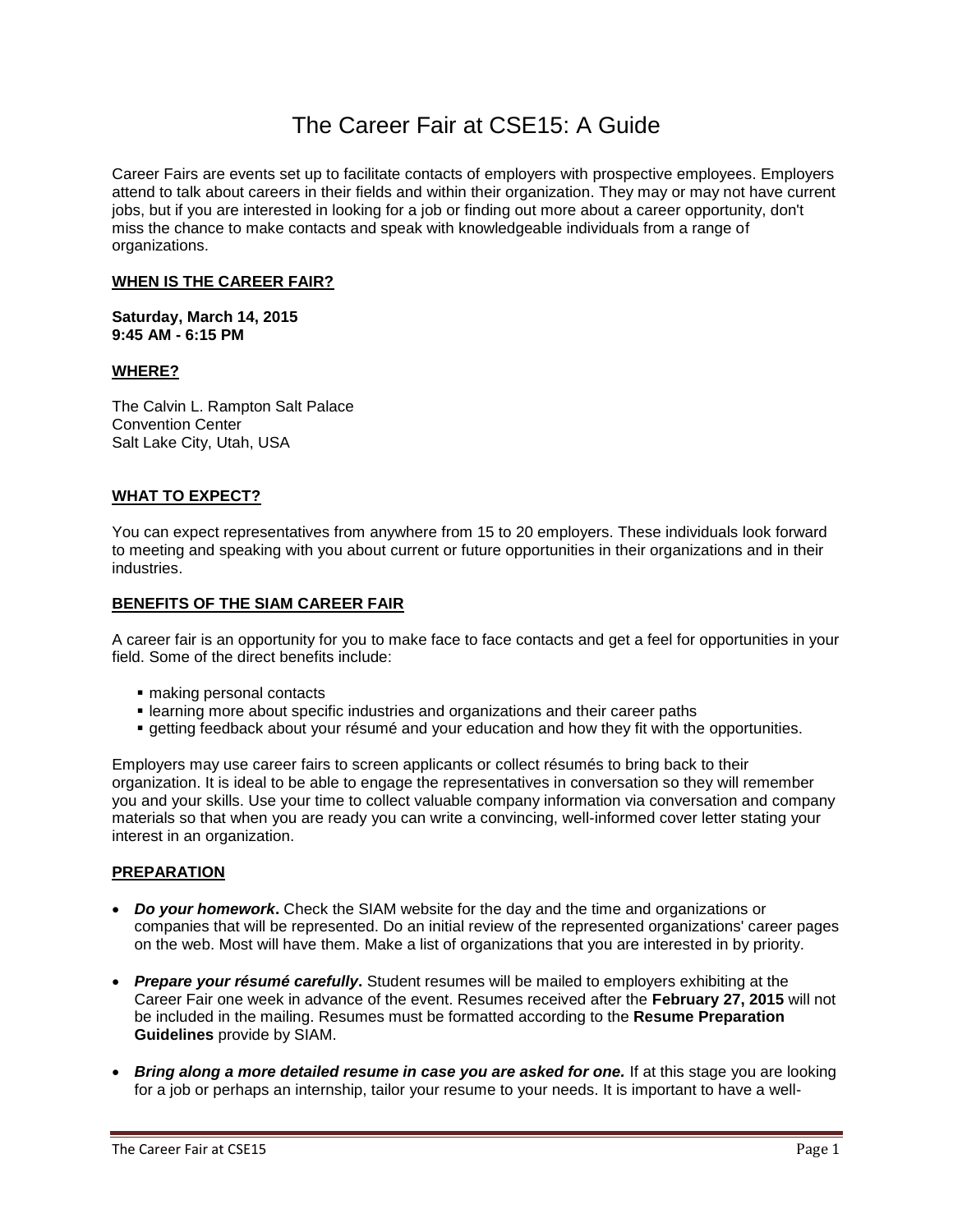# The Career Fair at CSE15: A Guide

Career Fairs are events set up to facilitate contacts of employers with prospective employees. Employers attend to talk about careers in their fields and within their organization. They may or may not have current jobs, but if you are interested in looking for a job or finding out more about a career opportunity, don't miss the chance to make contacts and speak with knowledgeable individuals from a range of organizations.

## WHEN IS THE CAREER FAIR?

**Saturday, March 14, 2015**
**9:45 AM - 6:15 PM**

## WHERE?

The Calvin L. Rampton Salt Palace
Convention Center
Salt Lake City, Utah, USA

## WHAT TO EXPECT?

You can expect representatives from anywhere from 15 to 20 employers. These individuals look forward to meeting and speaking with you about current or future opportunities in their organizations and in their industries.

## BENEFITS OF THE SIAM CAREER FAIR

A career fair is an opportunity for you to make face to face contacts and get a feel for opportunities in your field. Some of the direct benefits include:

- making personal contacts
- learning more about specific industries and organizations and their career paths
- getting feedback about your résumé and your education and how they fit with the opportunities.

Employers may use career fairs to screen applicants or collect résumés to bring back to their organization. It is ideal to be able to engage the representatives in conversation so they will remember you and your skills. Use your time to collect valuable company information via conversation and company materials so that when you are ready you can write a convincing, well-informed cover letter stating your interest in an organization.

## PREPARATION

- ***Do your homework*.** Check the SIAM website for the day and the time and organizations or companies that will be represented. Do an initial review of the represented organizations' career pages on the web. Most will have them. Make a list of organizations that you are interested in by priority.
- ***Prepare your résumé carefully*.** Student resumes will be mailed to employers exhibiting at the Career Fair one week in advance of the event. Resumes received after the **February 27, 2015** will not be included in the mailing. Resumes must be formatted according to the **Resume Preparation Guidelines** provide by SIAM.
- ***Bring along a more detailed resume in case you are asked for one.*** If at this stage you are looking for a job or perhaps an internship, tailor your resume to your needs. It is important to have a well-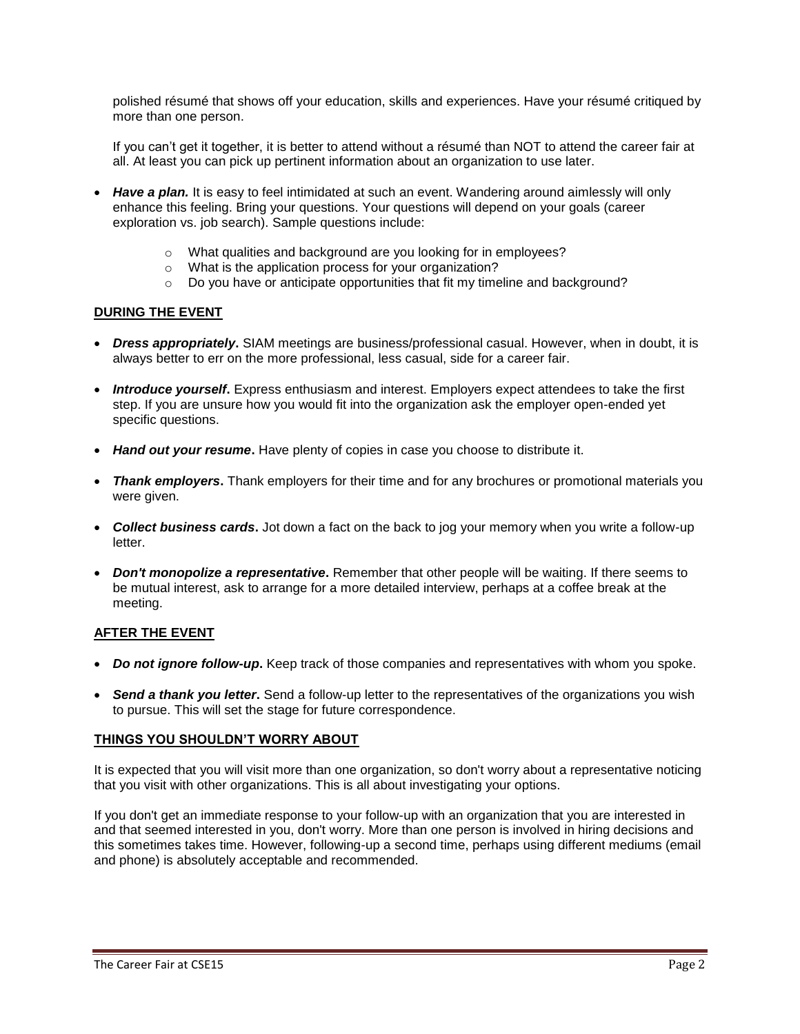polished résumé that shows off your education, skills and experiences. Have your résumé critiqued by more than one person.

If you can't get it together, it is better to attend without a résumé than NOT to attend the career fair at all. At least you can pick up pertinent information about an organization to use later.

- ***Have a plan.*** It is easy to feel intimidated at such an event. Wandering around aimlessly will only enhance this feeling. Bring your questions. Your questions will depend on your goals (career exploration vs. job search). Sample questions include:
    - What qualities and background are you looking for in employees?
    - What is the application process for your organization?
    - Do you have or anticipate opportunities that fit my timeline and background?

## DURING THE EVENT

- ***Dress appropriately*****.** SIAM meetings are business/professional casual. However, when in doubt, it is always better to err on the more professional, less casual, side for a career fair.

- ***Introduce yourself*****.** Express enthusiasm and interest. Employers expect attendees to take the first step. If you are unsure how you would fit into the organization ask the employer open-ended yet specific questions.

- ***Hand out your resume*****.** Have plenty of copies in case you choose to distribute it.

- ***Thank employers*****.** Thank employers for their time and for any brochures or promotional materials you were given.

- ***Collect business cards*****.** Jot down a fact on the back to jog your memory when you write a follow-up letter.

- ***Don't monopolize a representative*****.** Remember that other people will be waiting. If there seems to be mutual interest, ask to arrange for a more detailed interview, perhaps at a coffee break at the meeting.

## AFTER THE EVENT

- ***Do not ignore follow-up*****.** Keep track of those companies and representatives with whom you spoke.

- ***Send a thank you letter*****.** Send a follow-up letter to the representatives of the organizations you wish to pursue. This will set the stage for future correspondence.

## THINGS YOU SHOULDN'T WORRY ABOUT

It is expected that you will visit more than one organization, so don't worry about a representative noticing that you visit with other organizations. This is all about investigating your options.

If you don't get an immediate response to your follow-up with an organization that you are interested in and that seemed interested in you, don't worry. More than one person is involved in hiring decisions and this sometimes takes time. However, following-up a second time, perhaps using different mediums (email and phone) is absolutely acceptable and recommended.